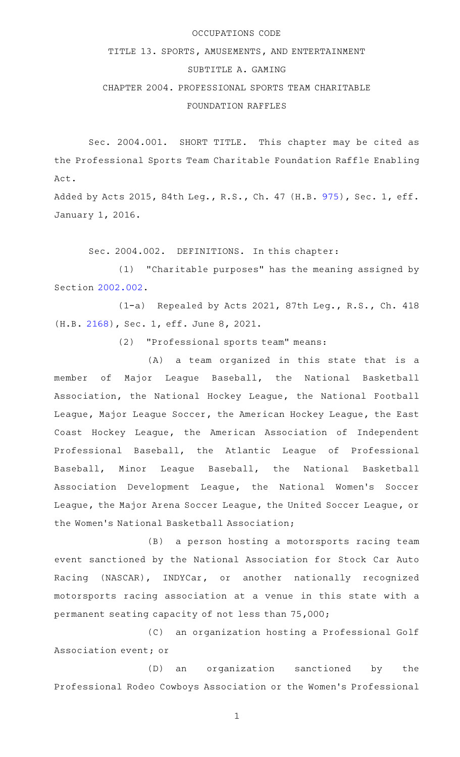OCCUPATIONS CODE

TITLE 13. SPORTS, AMUSEMENTS, AND ENTERTAINMENT

SUBTITLE A. GAMING

CHAPTER 2004. PROFESSIONAL SPORTS TEAM CHARITABLE FOUNDATION RAFFLES

Sec. 2004.001. SHORT TITLE. This chapter may be cited as the Professional Sports Team Charitable Foundation Raffle Enabling Act.

Added by Acts 2015, 84th Leg., R.S., Ch. 47 (H.B. 975), Sec. 1, eff. January 1, 2016.

Sec. 2004.002. DEFINITIONS. In this chapter:

(1) "Charitable purposes" has the meaning assigned by Section 2002.002.

(1-a) Repealed by Acts 2021, 87th Leg., R.S., Ch. 418 (H.B. 2168), Sec. 1, eff. June 8, 2021.

(2) "Professional sports team" means:

(A) a team organized in this state that is a member of Major League Baseball, the National Basketball Association, the National Hockey League, the National Football League, Major League Soccer, the American Hockey League, the East Coast Hockey League, the American Association of Independent Professional Baseball, the Atlantic League of Professional Baseball, Minor League Baseball, the National Basketball Association Development League, the National Women's Soccer League, the Major Arena Soccer League, the United Soccer League, or the Women's National Basketball Association;

(B) a person hosting a motorsports racing team event sanctioned by the National Association for Stock Car Auto Racing (NASCAR), INDYCar, or another nationally recognized motorsports racing association at a venue in this state with a permanent seating capacity of not less than 75,000;

(C) an organization hosting a Professional Golf Association event; or

(D) an organization sanctioned by the Professional Rodeo Cowboys Association or the Women's Professional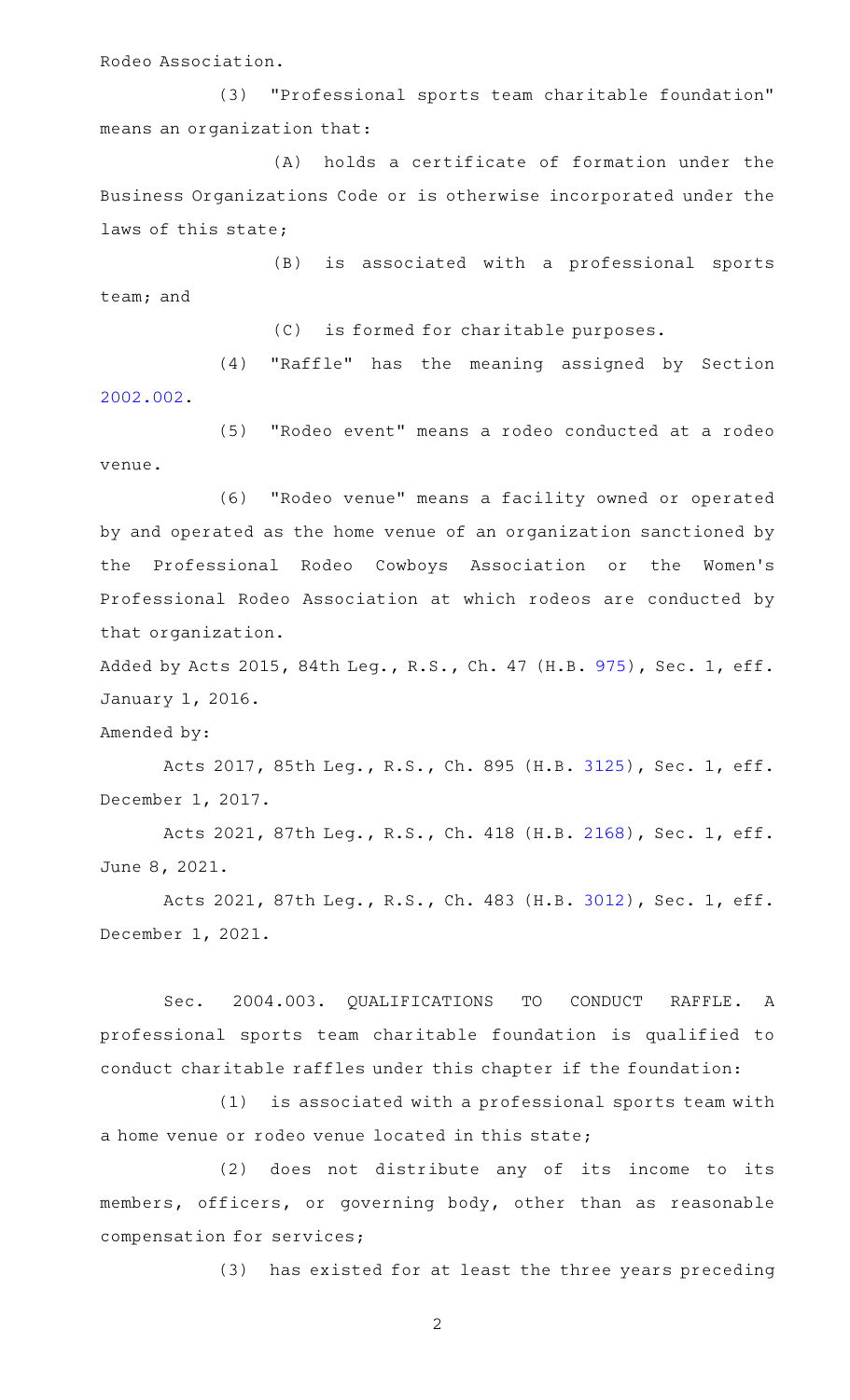Rodeo Association.

(3) "Professional sports team charitable foundation" means an organization that:

(A) holds a certificate of formation under the Business Organizations Code or is otherwise incorporated under the laws of this state;

(B) is associated with a professional sports team; and

(C) is formed for charitable purposes.

(4) "Raffle" has the meaning assigned by Section 2002.002.

(5) "Rodeo event" means a rodeo conducted at a rodeo venue.

(6) "Rodeo venue" means a facility owned or operated by and operated as the home venue of an organization sanctioned by the Professional Rodeo Cowboys Association or the Women's Professional Rodeo Association at which rodeos are conducted by that organization.

Added by Acts 2015, 84th Leg., R.S., Ch. 47 (H.B. 975), Sec. 1, eff. January 1, 2016.

Amended by:

Acts 2017, 85th Leg., R.S., Ch. 895 (H.B. 3125), Sec. 1, eff. December 1, 2017.

Acts 2021, 87th Leg., R.S., Ch. 418 (H.B. 2168), Sec. 1, eff. June 8, 2021.

Acts 2021, 87th Leg., R.S., Ch. 483 (H.B. 3012), Sec. 1, eff. December 1, 2021.

Sec. 2004.003. QUALIFICATIONS TO CONDUCT RAFFLE. A professional sports team charitable foundation is qualified to conduct charitable raffles under this chapter if the foundation:

(1) is associated with a professional sports team with a home venue or rodeo venue located in this state;

(2) does not distribute any of its income to its members, officers, or governing body, other than as reasonable compensation for services;

(3) has existed for at least the three years preceding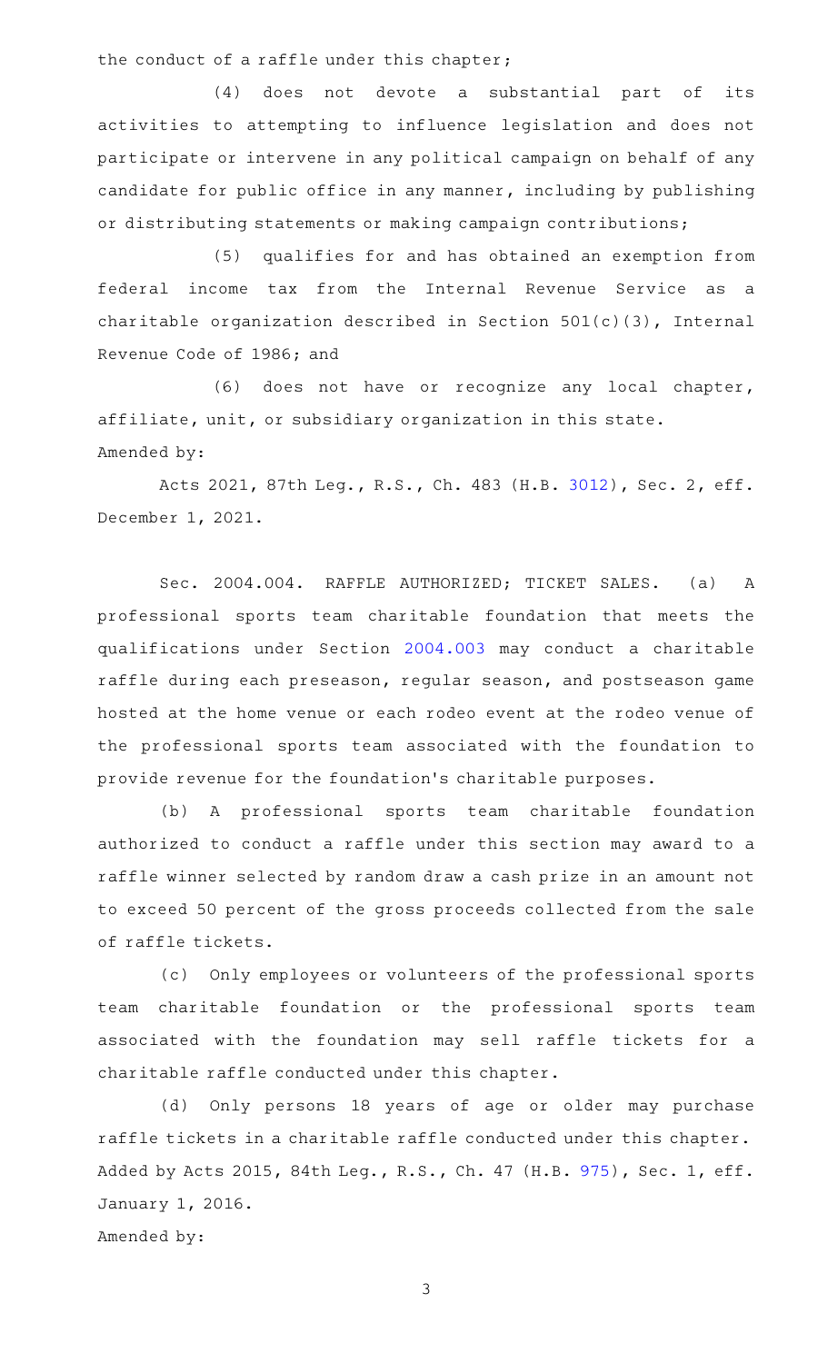the conduct of a raffle under this chapter;

(4) does not devote a substantial part of its activities to attempting to influence legislation and does not participate or intervene in any political campaign on behalf of any candidate for public office in any manner, including by publishing or distributing statements or making campaign contributions;

(5) qualifies for and has obtained an exemption from federal income tax from the Internal Revenue Service as a charitable organization described in Section 501(c)(3), Internal Revenue Code of 1986; and

(6) does not have or recognize any local chapter, affiliate, unit, or subsidiary organization in this state.

Amended by:

Acts 2021, 87th Leg., R.S., Ch. 483 (H.B. 3012), Sec. 2, eff. December 1, 2021.

Sec. 2004.004. RAFFLE AUTHORIZED; TICKET SALES. (a) A professional sports team charitable foundation that meets the qualifications under Section 2004.003 may conduct a charitable raffle during each preseason, regular season, and postseason game hosted at the home venue or each rodeo event at the rodeo venue of the professional sports team associated with the foundation to provide revenue for the foundation's charitable purposes.

(b) A professional sports team charitable foundation authorized to conduct a raffle under this section may award to a raffle winner selected by random draw a cash prize in an amount not to exceed 50 percent of the gross proceeds collected from the sale of raffle tickets.

(c) Only employees or volunteers of the professional sports team charitable foundation or the professional sports team associated with the foundation may sell raffle tickets for a charitable raffle conducted under this chapter.

(d) Only persons 18 years of age or older may purchase raffle tickets in a charitable raffle conducted under this chapter.

Added by Acts 2015, 84th Leg., R.S., Ch. 47 (H.B. 975), Sec. 1, eff. January 1, 2016.

Amended by: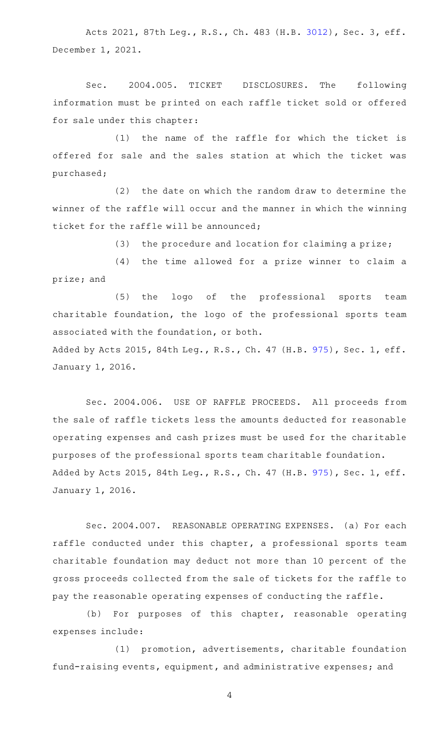Acts 2021, 87th Leg., R.S., Ch. 483 (H.B. 3012), Sec. 3, eff. December 1, 2021.

Sec. 2004.005. TICKET DISCLOSURES. The following information must be printed on each raffle ticket sold or offered for sale under this chapter:

(1) the name of the raffle for which the ticket is offered for sale and the sales station at which the ticket was purchased;

(2) the date on which the random draw to determine the winner of the raffle will occur and the manner in which the winning ticket for the raffle will be announced;

(3) the procedure and location for claiming a prize;

(4) the time allowed for a prize winner to claim a prize; and

(5) the logo of the professional sports team charitable foundation, the logo of the professional sports team associated with the foundation, or both.

Added by Acts 2015, 84th Leg., R.S., Ch. 47 (H.B. 975), Sec. 1, eff. January 1, 2016.

Sec. 2004.006. USE OF RAFFLE PROCEEDS. All proceeds from the sale of raffle tickets less the amounts deducted for reasonable operating expenses and cash prizes must be used for the charitable purposes of the professional sports team charitable foundation.

Added by Acts 2015, 84th Leg., R.S., Ch. 47 (H.B. 975), Sec. 1, eff. January 1, 2016.

Sec. 2004.007. REASONABLE OPERATING EXPENSES. (a) For each raffle conducted under this chapter, a professional sports team charitable foundation may deduct not more than 10 percent of the gross proceeds collected from the sale of tickets for the raffle to pay the reasonable operating expenses of conducting the raffle.

(b) For purposes of this chapter, reasonable operating expenses include:

(1) promotion, advertisements, charitable foundation fund-raising events, equipment, and administrative expenses; and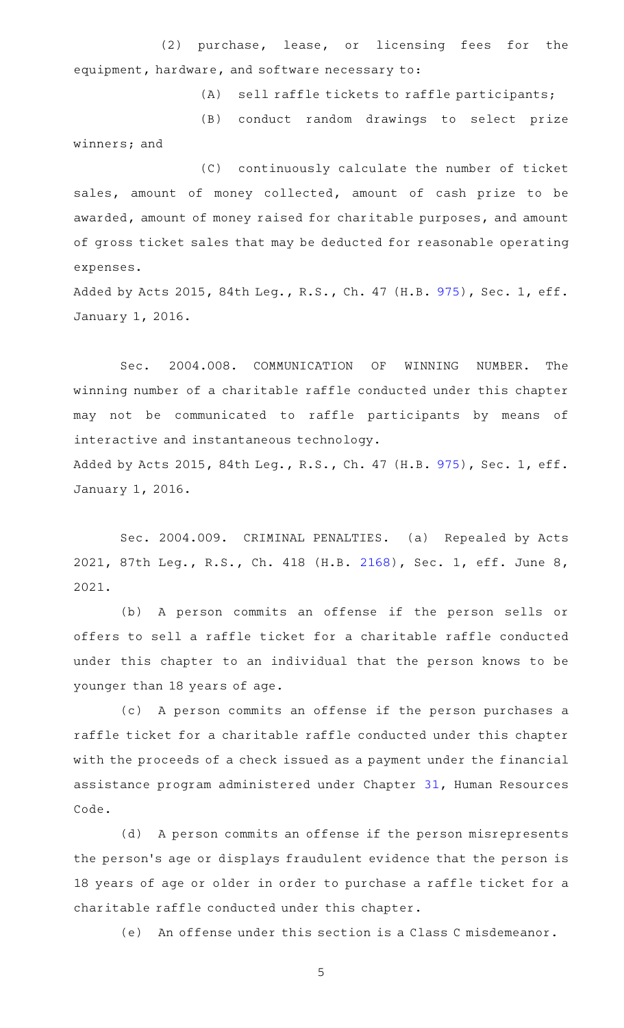(2) purchase, lease, or licensing fees for the equipment, hardware, and software necessary to:

(A) sell raffle tickets to raffle participants;

(B) conduct random drawings to select prize winners; and

(C) continuously calculate the number of ticket sales, amount of money collected, amount of cash prize to be awarded, amount of money raised for charitable purposes, and amount of gross ticket sales that may be deducted for reasonable operating expenses.

Added by Acts 2015, 84th Leg., R.S., Ch. 47 (H.B. 975), Sec. 1, eff. January 1, 2016.

Sec. 2004.008. COMMUNICATION OF WINNING NUMBER. The winning number of a charitable raffle conducted under this chapter may not be communicated to raffle participants by means of interactive and instantaneous technology.

Added by Acts 2015, 84th Leg., R.S., Ch. 47 (H.B. 975), Sec. 1, eff. January 1, 2016.

Sec. 2004.009. CRIMINAL PENALTIES. (a) Repealed by Acts 2021, 87th Leg., R.S., Ch. 418 (H.B. 2168), Sec. 1, eff. June 8, 2021.

(b) A person commits an offense if the person sells or offers to sell a raffle ticket for a charitable raffle conducted under this chapter to an individual that the person knows to be younger than 18 years of age.

(c) A person commits an offense if the person purchases a raffle ticket for a charitable raffle conducted under this chapter with the proceeds of a check issued as a payment under the financial assistance program administered under Chapter 31, Human Resources Code.

(d) A person commits an offense if the person misrepresents the person's age or displays fraudulent evidence that the person is 18 years of age or older in order to purchase a raffle ticket for a charitable raffle conducted under this chapter.

(e) An offense under this section is a Class C misdemeanor.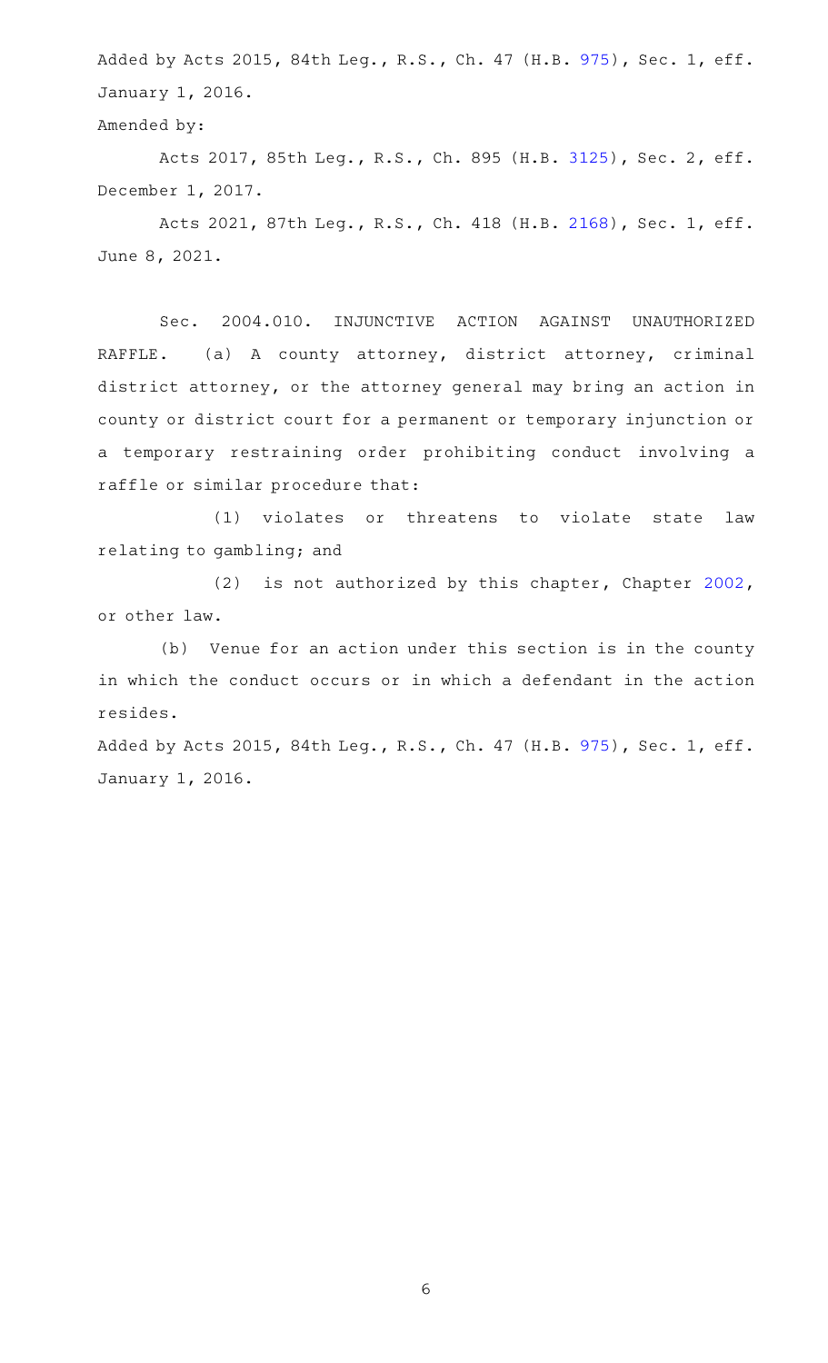Added by Acts 2015, 84th Leg., R.S., Ch. 47 (H.B. 975), Sec. 1, eff. January 1, 2016.

Amended by:

Acts 2017, 85th Leg., R.S., Ch. 895 (H.B. 3125), Sec. 2, eff. December 1, 2017.

Acts 2021, 87th Leg., R.S., Ch. 418 (H.B. 2168), Sec. 1, eff. June 8, 2021.

Sec. 2004.010. INJUNCTIVE ACTION AGAINST UNAUTHORIZED RAFFLE. (a) A county attorney, district attorney, criminal district attorney, or the attorney general may bring an action in county or district court for a permanent or temporary injunction or a temporary restraining order prohibiting conduct involving a raffle or similar procedure that:

(1) violates or threatens to violate state law relating to gambling; and

(2) is not authorized by this chapter, Chapter 2002, or other law.

(b) Venue for an action under this section is in the county in which the conduct occurs or in which a defendant in the action resides.

Added by Acts 2015, 84th Leg., R.S., Ch. 47 (H.B. 975), Sec. 1, eff. January 1, 2016.